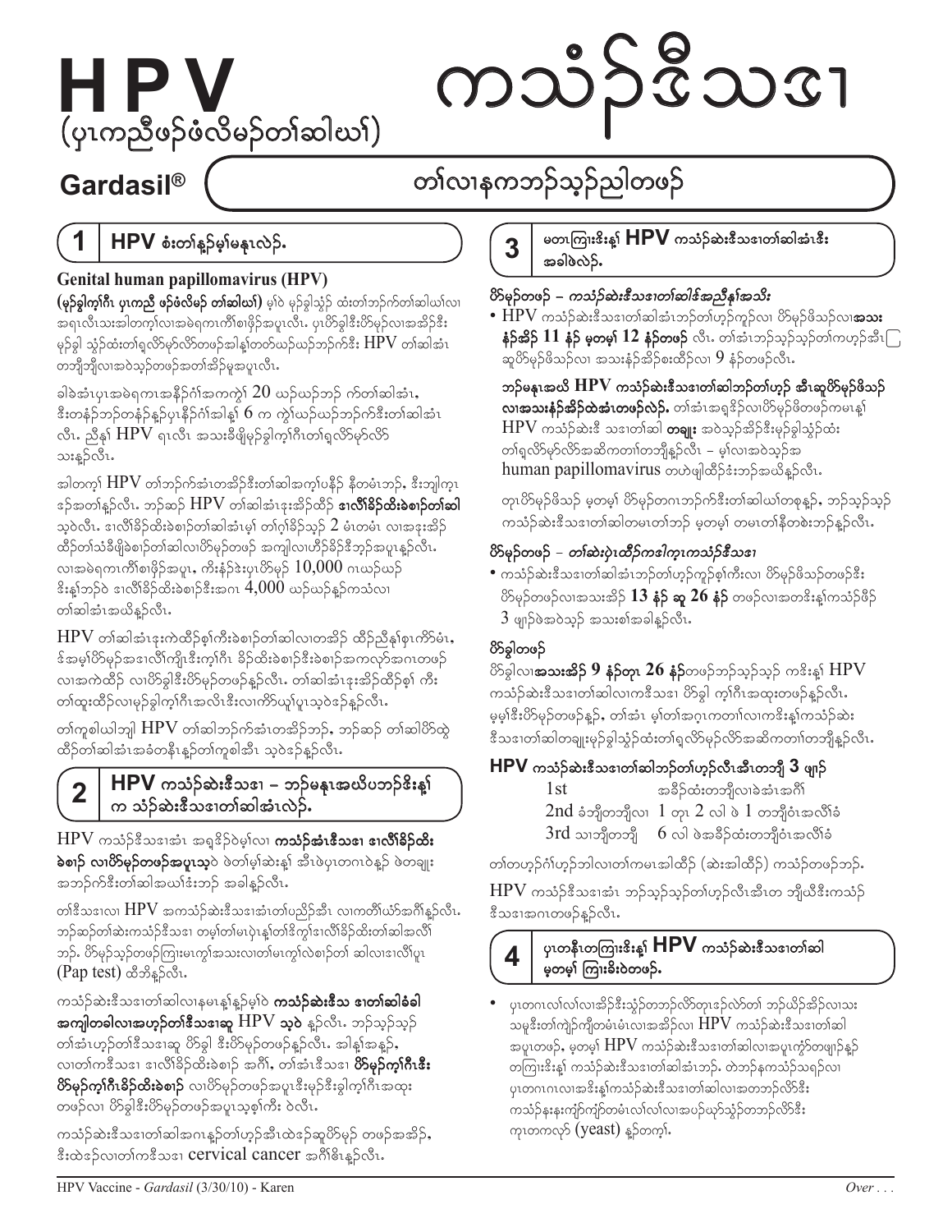# HPV
(ပှၤကညီဖ့ၣ်ဖံလီမၣ်တၢ်ဆါဃၢ်)

# ကသံၣ်ဒိသဒၢ

**Gardasil®**

## တၢ်လၢနကဘၣ်သ့ၣ်ညါတဖၣ်

## 1 HPV စံးတၢ်န့ၣ်မ့ၢ်မနုၤလဲၣ်.

**Genital human papillomavirus (HPV)**

**(မုၣ်ခွါက့ၢ်ဂီၤ ပှၤကညီ ဖ့ၣ်ဖံလီမၣ် တၢ်ဆါဃၢ်)** မ့ၢ်ဝဲ မုၣ်ခွါသွံၣ်ထံးတၢ်ဘၣ်က်တၢ်ဆါဃၢ်လၢ အရၤလီၤသးအါတက့ၢ်လၢအမဲရကၤကိၢ်စၢဖိုၣ်အပူၤလီၤ. ပှၤပိာ်ခွါဒီးပိာ်မုၣ်လၢအအိၣ်ဒီး မုၣ်ခွါ သွံၣ်ထံးတၢ်ရှလိာ်မှာ်လိာ်တဖၣ်အါန့ၢ်တတ်ယဉ်ယဉ်ဘၣ်က်ဒီး HPV တၢ်ဆါအံၤ တဘျီဘျီလၢအဝဲသ့ၣ်တဖၣ်အတၢ်အိၣ်မူအပူၤလီၤ.

ခါခဲအံၤပှၤအမဲရကၤအနီၣ်ဂံၢ်အကကွဲၢ် 20 ယဉ်ယဉ်ဘၣ် က်တၢ်ဆါအံၤ, ဒီးတနံၣ်ဘၣ်တနံၣ်နၣ်ပှၤနီၣ်ဂံၢ်အါန့ၢ် 6 က ကွဲၢ်ယဉ်ယဉ်ဘၣ်က်ဒီးတၢ်ဆါအံၤ လီၤ. ညီနုၢ် HPV ရၤလီၤ အသးခီဖျိမုၣ်ခွါက့ၢ်ဂီၤတၢ်ရှလိာ်မှာ်လိာ် သးနၣ်လီၤ.

အါတက့ၢ် HPV တၢ်ဘၣ်က်အံၤတအိၣ်ဒီးတၢ်ဆါအက့ၢ်ပနီၣ် နီတမံၤဘၣ်, ဒီးဘျါက့ၤ ခၣ်အတၢ်နၣ်လီၤ. ဘၣ်ဆၣ် HPV တၢ်ဆါအံၤဒုးအိၣ်ထိၣ် **ဒၢလိၢ်ခိၣ်ထိးခဲစၢၣ်တၢ်ဆါ** သ့ဝဲလီၤ. ဒၢလိၢ်ခိၣ်ထိးခဲစၢၣ်တၢ်ဆါအံၤမ့ၢ် တၢ်ဂ့ၢ်ခိၣ်သ့ၣ် 2 မံၤတမံၤ လၢအဒုးအိၣ် ထိၣ်တၢ်သံခီဖျိခဲစၢၣ်တၢ်ဆါလၢပိာ်မုၣ်တဖၣ် အကျါလၢဟီၣ်ခိၣ်ဒီဘၣ်အပူၤနၣ်လီၤ. လၢအမဲရကၤကိၢ်စၢဖိုၣ်အပူၤ, ကိးနံၣ်ဒဲးပှၤပိာ်မုၣ် 10,000 ဂၤယဉ်ယဉ် ဒီးန့ၢ်ဘၣ်ဝဲ ဒၢလိၢ်ခိၣ်ထိးခဲစၢၣ်ဒီးအဂၤ 4,000 ယဉ်ယဉ်နၣ်ကသံလၢ တၢ်ဆါအံၤအယိနၣ်လီၤ.

HPV တၢ်ဆါအံၤဒုးကဲထိၣ်စ့ၢ်ကီးခဲစၢၣ်တၢ်ဆါလၢတအိၣ် ထိၣ်ညီနုၢ်စ့ၤကိာ်မံၤ, ဒ်အမ့ၢ်ပိာ်မုၣ်အဒၢလိၢ်ကျိၤဒီးက့ၢ်ဂီၤ ခိၣ်ထိးခဲစၢၣ်ဒီးခဲစၢၣ်အကလုာ်အဂၤတဖၣ် လၢအကဲထိၣ် လၢပိာ်ခွါဒီးပိာ်မုၣ်တဖၣ်နၣ်လီၤ. တၢ်ဆါအံၤဒုးအိၣ်ထိၣ်စ့ၢ် ကီး တၢ်ထူးထိၣ်လၢမုၣ်ခွါက့ၢ်ဂီၤအလီၤဒီးလၢကိာ်ယူၢ်ပှၤသ့ဝဲနၣ်လီၤ.

တၢ်ကူစါယါဘျါ HPV တၢ်ဆါဘၣ်က်အံၤတအိၣ်ဘၣ်, ဘၣ်ဆၣ် တၢ်ဆါပိာ်ထွဲ ထိၣ်တၢ်ဆါအံၤအခံတနီၤနၣ်တၢ်ကူစါအီၤ သ့ဝဲနၣ်လီၤ.

## 2 HPV ကသံၣ်ဆဲးဒီသဒၢ – ဘၣ်မနုၤအယိပဘၣ်ဒိးန့ၢ် က သံၣ်ဆဲးဒီသဒၢတၢ်ဆါအံၤလဲၣ်.

HPV ကသံၣ်ဒီသဒၢအံၤ အရှဒိၣ်ဝဲမ့ၢ်လၢ **ကသံၣ်အံၤဒီသဒၢ ဒၢလိၢ်ခိၣ်ထိး ခဲစၢၣ် လၢပိာ်မုၣ်တဖၣ်အပူၤသ့ဝဲ** ဖဲတၢ်မ့ၢ်ဆဲးန့ၢ် အီၤဖဲပှၤတဂၤဝဲနၣ် ဖဲတချူး အဘၣ်က်ဒီးတၢ်ဆါအဃၢ်းဘၣ် အခါနၣ်လီၤ.

တၢ်ဒီသဒၢလၢ HPV အကသံၣ်ဆဲးဒီသဒၢအံၤတၢ်ပညိၣ်အီၤ လၢကတီၢ်ယံာ်အဂီၢ်နၣ်လီၤ. ဘၣ်ဆၣ်တၢ်ဆဲးကသံၣ်ဒီသဒၢ တမ့ၢ်တၢ်မၤပှဲၤန့ၢ်တၢ်ဒိကွၢ်ဒၢလိၢ်ခိၣ်ထိးတၢ်ဆါအလိၢ် ဘၣ်. ပိာ်မုၣ်သ့ၣ်တဖၣ်ကြၢးမၤကွၢ်အသးလၢတၢ်မၤကွၢ်လဲစၢၣ်တၢ် ဆါလၢဒၢလိၢ်ပူၤ (Pap test) ထီဘိနၣ်လီၤ.

ကသံၣ်ဆဲးဒီသဒၢတၢ်ဆါလၢနမၤန့ၢ်နၣ်မ့ၢ်ဝဲ **ကသံၣ်ဆဲးဒီသ ဒၢတၢ်ဆါခံခါ အကျါတခါလၢအဟ့ၣ်တၢ်ဒီသဒၢဆူ HPV သ့ဝဲ** နၣ်လီၤ. ဘၣ်သ့ၣ်သ့ၣ် တၢ်အံၤဟ့ၣ်တၢ်ဒီသဒၢဆူ ပိာ်ခွါ ဒီးပိာ်မုၣ်တဖၣ်နၣ်လီၤ. အါန့ၢ်အနၣ်, လၢတၢ်ကဒီသဒၢ ဒၢလိၢ်ခိၣ်ထိးခဲစၢၣ် အဂီၢ်, တၢ်အံၤဒီသဒၢ **ပိာ်မုၣ်က့ၢ်ဂီၤဒီး ပိာ်မုၣ်က့ၢ်ဂီၤခိၣ်ထိးခဲစၢၣ်** လၢပိာ်မုၣ်တဖၣ်အပူၤဒီးမုၣ်ခွါက့ၢ်ဂီၤအထူး တဖၣ်လၢ ပိာ်ခွါဒီးပိာ်မုၣ်တဖၣ်အပူၤသ့စ့ၢ်ကီး ဝဲလီၤ.

ကသံၣ်ဆဲးဒီသဒၢတၢ်ဆါအဂၤနၣ်တၢ်ဟ့ၣ်အီၤထဲခၣ်ဆူပိာ်မုၣ် တဖၣ်အအိၣ်, ဒီးထဲခၣ်လၢတၢ်ကဒီသဒၢ cervical cancer အဂီၢ်ဓိၤနၣ်လီၤ.

## 3 မတၤကြၢးဒိးန့ၢ် HPV ကသံၣ်ဆဲးဒီသဒၢတၢ်ဆါအံၤဒီး အခါဖဲလဲၣ်.

### ပိာ်မုၣ်တဖၣ် – *ကသံၣ်ဆဲးဒီသဒၢတၢ်ဆါဒ်အညီနုၢ်အသိး*

- HPV ကသံၣ်ဆဲးဒီသဒၢတၢ်ဆါအံၤဘၣ်တၢ်ဟ့ၣ်ကူၣ်လၢ ပိာ်မုၣ်ဖိသၣ်လၢ**အသး နံၣ်အိၣ် 11 နံၣ် မ့တမ့ၢ် 12 နံၣ်တဖၣ်** လီၤ. တၢ်အံၤဘၣ်သ့ၣ်သ့ၣ်တၢ်ကဟ့ၣ်အီၤ ဆူပိာ်မုၣ်ဖိသၣ်လၢ အသးနံၣ်အိၣ်စးထီၣ်လၢ 9 နံၣ်တဖၣ်လီၤ.

  **ဘၣ်မနုၤအယိ HPV ကသံၣ်ဆဲးဒီသဒၢတၢ်ဆါဘၣ်တၢ်ဟ့ၣ် အီၤဆူပိာ်မုၣ်ဖိသၣ် လၢအသးနံၣ်အိၣ်ထဲအံၤတဖၣ်လဲၣ်.** တၢ်အံၤအရှဒိၣ်လၢပိာ်မုၣ်ဖိတဖၣ်ကမၤန့ၢ် HPV ကသံၣ်ဆဲးဒီ သဒၢတၢ်ဆါ **တချူး** အဝဲသ့ၣ်အိၣ်ဒီးမုၣ်ခွါသွံၣ်ထံး တၢ်ရှလိာ်မှာ်လိာ်အဆိကတၢ်တဘျီနၣ်လီၤ – မ့ၢ်လၢအဝဲသ့ၣ်အ human papillomavirus တဟဲဖျါထိၣ်ဒံးဘၣ်အယိနၣ်လီၤ.

  တုၤပိာ်မုၣ်ဖိသၣ် မ့တမ့ၢ် ပိာ်မုၣ်တဂၤဘၣ်က်ဒီးတၢ်ဆါဃၢ်တစုနၣ်, ဘၣ်သ့ၣ်သ့ၣ် ကသံၣ်ဆဲးဒီသဒၢတၢ်ဆါတမၤတၢ်ဘၣ် မ့တမ့ၢ် တမၤတၢ်နီတစဲးဘၣ်နၣ်လီၤ.

### ပိာ်မုၣ်တဖၣ် – *တၢ်ဆဲးပှဲၤထိၣ်ကဒါက့ၤကသံၣ်ဒီသဒၢ*

- ကသံၣ်ဆဲးဒီသဒၢတၢ်ဆါအံၤဘၣ်တၢ်ဟ့ၣ်ကူၣ်စ့ၢ်ကီးလၢ ပိာ်မုၣ်ဖိသၣ်တဖၣ်ဒီး ပိာ်မုၣ်တဖၣ်လၢအသးအိၣ် **13 နံၣ် ဆူ 26 နံၣ်** တဖၣ်လၢအတဒိးန့ၢ်ကသံၣ်ဖိၣ် 3 ဖျၢၣ်ဖဲအဝဲသ့ၣ် အသးစၢ်အခါနၣ်လီၤ.

### ပိာ်ခွါတဖၣ်

ပိာ်ခွါလၢ**အသးအိၣ် 9 နံၣ်တုၤ 26 နံၣ်**တဖၣ်ဘၣ်သ့ၣ်သ့ၣ် ကဒိးန့ၢ် HPV ကသံၣ်ဆဲးဒီသဒၢတၢ်ဆါလၢကဒီသဒၢ ပိာ်ခွါ က့ၢ်ဂီၤအထူးတဖၣ်နၣ်လီၤ. မ့မ့ၢ်ဒီးပိာ်မုၣ်တဖၣ်နၣ်, တၢ်အံၤ မ့ၢ်တၢ်အဂ္ၤကတၢၢ်လၢကဒိးန့ၢ်ကသံၣ်ဆဲး ဒီသဒၢတၢ်ဆါတချူးမုၣ်ခွါသွံၣ်ထံးတၢ်ရှလိာ်မှာ်လိာ်အဆိကတၢ်တဘျီနၣ်လီၤ.

### HPV ကသံၣ်ဆဲးဒီသဒၢတၢ်ဆါဘၣ်တၢ်ဟ့ၣ်လီၤအီၤတဘျီ 3 ဖျၢၣ်

| | |
|---|---|
| 1st | အခိၣ်ထံးတဘျီလၢခဲအံၤအဂီၢ် |
| 2nd ခံဘျီတဘျီလၢ | 1 တုၤ 2 လါ ဖဲ 1 တဘျီဝံၤအလိၢ်ခံ |
| 3rd သၢဘျီတဘျီ | 6 လါ ဖဲအခိၣ်ထံးတဘျီဝံၤအလိၢ်ခံ |

တၢ်တဟ့ၣ်ဂံၢ်ဟ့ၣ်ဘါလၢတၢ်ကမၤအါထိၣ် (ဆဲးအါထိၣ်) ကသံၣ်တဖၣ်ဘၣ်.

HPV ကသံၣ်ဒီသဒၢအံၤ ဘၣ်သ့ၣ်သ့ၣ်တၢ်ဟ့ၣ်လီၤအီၤတ ဘျီယီဒီးကသံၣ် ဒီသဒၢအဂၤတဖၣ်နၣ်လီၤ.

## 4 ပှၤတနီၤတကြၢးဒိးန့ၢ် HPV ကသံၣ်ဆဲးဒီသဒၢတၢ်ဆါ မ့တမ့ၢ် ကြၢးခိးဝဲတဖၣ်.

- ပှၤတဂၤလၢ်လၢ်လၢအိၣ်ဒီးသွံၣ်တဘၣ်လိာ်တုၤခၣ်လဲာ်တၢ် ဘၣ်ယိၣ်အိၣ်လၢအသး သမှၢ်ဒီးတၢ်ကဲ့ၣ်ကျိတမံၤမံၤလၢအအိၣ်လၢ HPV ကသံၣ်ဆဲးဒီသဒၢတၢ်ဆါ အပူၤတဖၣ်, မ့တမ့ၢ် HPV ကသံၣ်ဆဲးဒီသဒၢတၢ်ဆါလၢအပူၤကွံာ်တဖျၢၣ်နၣ် တကြၢးဒိးန့ၢ် ကသံၣ်ဆဲးဒီသဒၢတၢ်ဆါအံၤဘၣ်. တဲဘၣ်နကသံၣ်သရၣ်လၢ ပှၤတဂၤလၢအဒိးန့ၢ်ကသံၣ်ဆဲးဒီသဒၢတၢ်ဆါလၢအတဘၣ်လိာ်ဒီး ကသံၣ်နၤနၤကဲ့ၣ်ကျိတမံၤလၢ်လၢ်လၢအပၣ်ဃုာ်သွံၣ်တဘၣ်လိာ်ဒီး ကုၤတကလုာ် (yeast) နၣ်တက့ၢ်.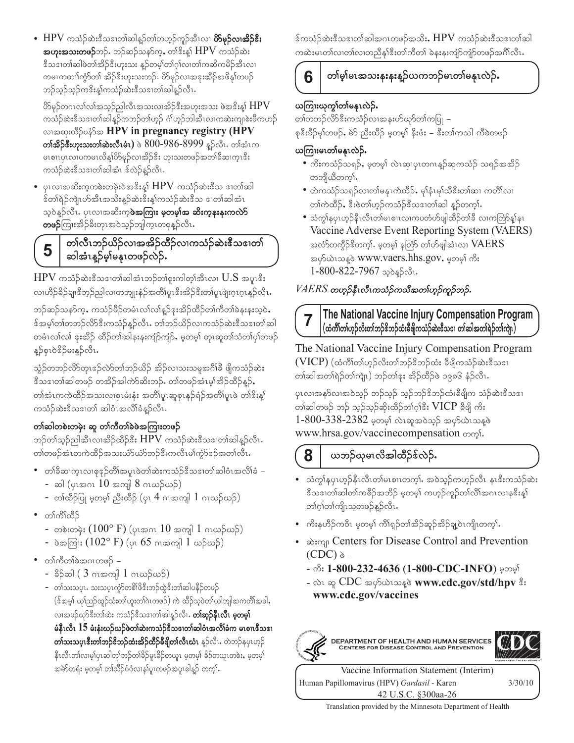- HPV ကသံၣ်ဆဲးဒီသဒၢတၢ်ဆါန့ၣ်တၢ်တဟ့ၣ်ကူၣ်အီၤလၢ **ဟိမုၣ်လၢအိၣ်ဒီး အဟုးအသးတဖၣ်**ဘၣ်. ဘၣ်ဆၣ်သနၢ်က့, တၢ်ဒိးန့ၢ် HPV ကသံၣ်ဆဲး ဒီသဒၢတၢ်ဆါဖဲတၢ်အိၣ်ဒီးဟုးသး န့ၣ်တမ့ၢ်တၢ်ဂ့ၢ်လၢတၢ်ကဆိကမိၣ်အီၤလၢ ကမၤကတၢၢ်ကွံာ်တၢ် အိၣ်ဒီးဟုးသးဘၣ်. ဟိမုၣ်လၢအဒုးအိၣ်အဖိန့ၢ်တဖၣ် ဘၣ်သ့ၣ်သ့ၣ်ကဒိးန့ၢ်ကသံၣ်ဆဲးဒီသဒၢတၢ်ဆါန့ၣ်လီၤ.

  ဟိမုၣ်တဂၤလၢ်လၢ်အသ့ၣ်ညါလီၤအသးလၢအိၣ်ဒီးအဟုးအသး ဖဲအဒိးန့ၢ် HPV ကသံၣ်ဆဲးဒီသဒၢတၢ်ဆါန့ၣ်ကဘၣ်တၢ်ဟ့ၣ် ဂ်ၢ်ဟ့ၣ်ဘါအီၤလၢကဆဲးကျၢၢ်စဲးဒီးကဘၣ် လၢအထုးထိၣ်ပနံၣ်အ **HPV in pregnancy registry (HPV တၢ်အိၣ်ဒီးဟုးသးတၢ်ဆဲးလီၤမံၤ)** ဖဲ 800-986-8999 န့ၣ်လီၤ. တၢ်အံၤက မၤစၢၤပှၤလၢပကမၤလိန့ၢ်ဟိမုၣ်လၢအိၣ်ဒီး ဟုးသးတဖၣ်အတၢ်ခီဆၢက့ၤဒီး ကသံၣ်ဆဲးဒီသဒၢတၢ်ဆါအံၤ ဒ်လဲၣ်န့ၣ်လီၤ.

- ပှၤလၢအဆိးက့တစဲးတမံၤဖဲအဒိးန့ၢ် HPV ကသံၣ်ဆဲးဒီသ ဒၢတၢ်ဆါ ဒ်တၢ်ရဲၣ်ကျဲၤဟ်အီၤအသိးန့ၣ်ဆဲးဒိးန့ၢ်ကသံၣ်ဆဲးဒီသ ဒၢတၢ်ဆါအံၤ သ့ဝဲန့ၣ်လီၤ. ပှၤလၢအဆိးကွဲ**ဖဲအကြၢး မ့တမ့ၢ်အ ဆိးကနံးနံးကလဲာ် တဖၣ်**ကြၢးအိၣ်ခိးတုၤအဝဲသ့ၣ်ဘျါက့ၤတစုန့ၣ်လီၤ.

## 5 တၢ်လီၤဘၣ်ယိၣ်လၢအအိၣ်ထိၣ်လၢကသံၣ်ဆဲးဒီသဒၢတၢ်ဆါအံၤန့ၣ်မ့ၢ်မနုၤတဖၣ်လဲၣ်.

HPV ကသံၣ်ဆဲးဒီသဒၢတၢ်ဆါအံၤဘၣ်တၢ်စူးကါတ့ၢ်အီၤလၢ U.S အပူၤဒီး လၢဟီၣ်ခိၣ်ချၢဒ်ဘ့ၣ်ညါလၢတဘျုးနံၣ်အတီၢ်ပူၤဒီးအိၣ်ဒီးတၢ်ပူၤဖျဲးဂ့ၤဂ့ၤန့ၣ်လီၤ.

ဘၣ်ဆၣ်သနၢ်က့, ကသံၣ်ဖိၣ်တမံၤလၢ်လၢ်န့ၣ်ဒုးအိၣ်ထိၣ်တၢ်ကိတၢ်ခဲနးနးသ့ဝဲ, ဒ်အမ့ၢ်တၢ်တဘၣ်လိာ်ဒီးကသံၣ်န့ၣ်လီၤ. တၢ်ဘၣ်ယိၣ်လၢကသံၣ်ဆဲးဒီသဒၢတၢ်ဆါ တမံၤလၢ်လၢ် ဒုးအိၣ် ထိၣ်တၢ်ဆါနးနးကျံာ်ကျံာ်, မ့တမ့ၢ် တုၤဆူတၢ်သံတၢ်ပှၢ်တဖၣ် န့ၣ်စုၤဝဲဒိၣ်မးန့ၣ်လီၤ.

သွံၣ်တဘၣ်လိာ်တုၤဒ်လဲာ်တၢ်ဘၣ်ယိၣ် အိၣ်လၢသးသမူအဂီၢ်ခီ ဖျိကသံၣ်ဆဲး ဒီသဒၢတၢ်ဆါတဖၣ် တအိၣ်အါကဲာ်ဆိးဘၣ်. တၢ်တဖၣ်အံၤမ့ၢ်အိၣ်ထိၣ်န့ၣ်, တၢ်အံၤကကဲထိၣ်အသးလၢစုၤမံၤနံး အတီၢ်ပူၤဆူစုၤနၣ်ရံၣ်အတီၢ်ပူၤဖဲ တၢ်ဒိးန့ၢ် ကသံၣ်ဆဲးဒီသဒၢတၢ် ဆါဝံၤအလီၢ်ခံန့ၣ်လီၤ.

### တၢ်ဆါတစဲးတမုံး ဆူ တၢ်ကီတၢ်ခဲဖဲအကြၢးတဖၣ်

ဘၣ်တၢ်သ့ၣ်ညါအီၤလၢအိၣ်ထိၣ်ဒီး HPV ကသံၣ်ဆဲးဒီသဒၢတၢ်ဆါန့ၣ်လီၤ. တၢ်တဖၣ်အံၤတကဲထိၣ်အသးယံာ်ယံာ်ဘၣ်ဒီးကလီၤမ့ၢ်ကွံာ်ဒၣ်အတၢ်လီၤ.

- တၢ်ခီဆၢက့ၤလၢစုဒၣ်တီၢ်အပူၤဖဲတၢ်ဆဲးကသံၣ်ဒီသဒၢတၢ်ဆါဝံၤအလီၢ်ခံ –
  - ဆါ (ပှၤအဂၤ 10 အကျါ 8 ဂၤယၣ်ယၣ်)
  - တၢ်ထိၣ်ပြူ မ့တမ့ၢ် ညီးထိၣ် (ပှၤ 4 ဂၤအကျါ 1 ဂၤယၣ်ယၣ်)
- တၢ်ကိၢ်ထိၣ်
  - တစဲးတမုံး (100° F) (ပှၤအဂၤ 10 အကျါ 1 ဂၤယၣ်ယၣ်)
  - ဖဲအကြၢး (102° F) (ပှၤ 65 ဂၤအကျါ 1 ယၣ်ယၣ်)
- တၢ်ကီတၢ်ခဲအဂၤတဖၣ် –
  - ခိၣ်ဆါ ( 3 ဂၤအကျါ 1 ဂၤယၣ်ယၣ်)
  - တၢ်သးသပ့ၤ. သးသပ့ၤကွံာ်တစိၢ်ဖိဒီးဘၣ်ထွဲဒီးတၢ်ဆါပနိၣ်တဖၣ် (ဒ်အမ့ၢ် ယုၢ်ညၣ်ထူၣ်သံးတၢ်ဟူးတၢ်ဂဲၤတဖၣ်) ကဲ ထိၣ်သ့ဖဲတၢ်ယါဘျါအကတီၢ်အခါ, လၢအပၣ်ယှာ်ဒီးတၢ်ဆဲး ကသံၣ်ဒီသဒၢတၢ်ဆါန့ၣ်လီၤ. **တၢ်ဆ့ၣ်နီၢ်လီၤ မ့တမ့ၢ် မံနီၢ်လီၤ 15 မံးနံးယၣ်ယၣ်ဖဲတၢ်ဆဲးကသံၣ်ဒီသဒၢတၢ်ဆါဝံၤအလီၢ်ခံက မၤစၢၤဒီသဒၢ တၢ်သးသပ့ၤဒီးတၢ်ဘၣ်ဒိဘၣ်ထံးအိၣ်ထိၣ်ခီဖျိတၢ်လီၤယံၤ** န့ၣ်လီၤ. တဲဘၣ်နပှၤဟ့ၣ် နီၤလီၤတၢ်လၢမ့ၢ်ပှၤဆါတူၢ်ဘၣ်တၢ်ခိၣ်မူၤခိၣ်တယူၤ မ့တမ့ၢ် ခိၣ်တယူၤတစဲး, မ့တမ့ၢ် အမဲာ်တရံး မ့တမ့ၢ် တၢ်သိၣ်ဝံဝံလၢန့ၢ်ပူၤတဖၣ်အပူၤဖါန့ၣ် တက့ၢ်.

ဒ်ကသံၣ်ဆဲးဒီသဒၢတၢ်ဆါအဂၤတဖၣ်အသိး, HPV ကသံၣ်ဆဲးဒီသဒၢတၢ်ဆါ ကဆဲးမၤလၢတၢ်လၢတညီနၢ်ဒီးတၢ်ကီတၢ် ခဲနးနးကျံာ်ကျံာ်တဖၣ်အဂီၢ်လီၤ.

## 6 တၢ်မ့ၢ်မၤအသးနးနးန့ၣ်ယကဘၣ်မၤတၢ်မနုၤလဲၣ်.

### ယကြၢးယုကွၢ်တၢ်မနုၤလဲၣ်.

တၢ်တဘၣ်လိာ်ဒီးကသံၣ်လၢအနးဟ်ယှာ်တၢ်ကပြု – စုဒီးခိၣ်မ့ၢ်တဖၣ်, မဲာ် ညီးထိၣ် မ့တမ့ၢ် နီးဖံး – ဒီးတၢ်ကသါ ကီခဲတဖၣ်

### ယကြၢးမၤတၢ်မနုၤလဲၣ်.

- ကိးကသံၣ်သရၣ်, မ့တမ့ၢ် လဲၤဆှၢပှၤတဂၤန့ၣ်ဆူကသံၣ် သရၣ်အအိၣ် တဘျီယီတက့ၢ်.
- တဲကသံၣ်သရၣ်လၢတၢ်မနုၤကဲထိၣ်, မှၢ်နံၤမှၢ်သီဒီးတၢ်ဆၢ ကတိၢ်လၢ တၢ်ကဲထိၣ်, ဒီးဖဲတၢ်ဟ့ၣ်ကသံၣ်ဒီသဒၢတၢ်ဆါ န့ၣ်တက့ၢ်.
- သံကွၢ်နပှၤဟ့ၣ်နီၤလီၤတၢ်မၤစၢၤလၢကဟ်တၢ်ဖျါထိၣ်တၢ်ခီ လၢကတြာ်န့ၢ်န Vaccine Adverse Event Reporting System (VAERS) အလံာ်တကွိၣ်ဒိတက့ၢ်. မ့တမ့ၢ် နကြာ် တၢ်ဟ်ဖျါအံၤလၢ VAERS အပှာ်ယဲၤသန့ဖဲ www.vaers.hhs.gov, မ့တမ့ၢ် ကိး 1-800-822-7967 သ့ဝဲန့ၣ်လီၤ.

*VAERS တဟ့ၣ်နီၤလီၤကသံၣ်ကသီအတၢ်ဟ့ၣ်ကူၣ်ဘၣ်.*

## 7 The National Vaccine Injury Compensation Program (ထံကိၢ်တၢ်ဟ့ၣ်လီးတၢ်ဘၣ်ဒိဘၣ်ထံးခီဖျိကသံၣ်ဆဲးဒီသဒၢ တၢ်ဆါအတၢ်ရဲၣ်တၢ်ကျဲၤ)

The National Vaccine Injury Compensation Program (VICP) (ထံကိၢ်တၢ်ဟ့ၣ်လီးတၢ်ဘၣ်ဒိဘၣ်ထံး ခီဖျိကသံၣ်ဆဲးဒီသဒၢ တၢ်ဆါအတၢ်ရဲၣ်တၢ်ကျဲၤ) ဘၣ်တၢ်ဒုး အိၣ်ထိၣ်ဖဲ ၁၉၈၆ နံၣ်လီၤ.

ပှၤလၢအနာ်လၢအဝဲသ့ၣ် ဘၣ်သ့ သ့ၣ်ဘၣ်ဒိဘၣ်ထံးခီဖျိက သံၣ်ဆဲးဒီသဒၢ တၢ်ဆါတဖၣ် ဘၣ် သ့ၣ်သ့ၣ်ဆိုးထိၣ်တၢ်ဂ့ၢ်ဒီး VICP ခီဖျိ ကိး 1-800-338-2382 မ့တမ့ၢ် လဲၤဆူအဝဲသ့ၣ် အပှာ်ယဲၤသန့ဖဲ www.hrsa.gov/vaccinecompensation တက့ၢ်.

## 8 ယဘၣ်ယုမၤလိအါထိၣ်ဒ်လဲၣ်.

- သံကွၢ်နပှၤဟ့ၣ်နီၤလီၤတၢ်မၤစၢၤတက့ၢ်. အဝဲသ့ၣ်ကဟ့ၣ်လီၤ နၤဒီးကသံၣ်ဆဲး ဒီသဒၢတၢ်ဆါတၢ်ကစီၣ်အဘိၣ် မ့တမ့ၢ် ကဟ့ၣ်ကူၣ်တၢ်လီၢ်အဂၤလၢနဒိးန့ၢ် တၢ်ဂ့ၢ်တၢ်ကျိၤသ့တဖၣ်န့ၣ်လီၤ.
- ကိးနဟီၣ်ကဝီၤ မ့တမ့ၢ် ကိၢ်ရှၣ်တၢ်အိၣ်ဆူၣ်အိၣ်ချ့ဝဲၤကျိၤတက့ၢ်.
- ဆဲးကျၢ Centers for Disease Control and Prevention (CDC) ဖဲ –
  - ကိး **1-800-232-4636 (1-800-CDC-INFO)** မ့တမ့ၢ်
  - လဲၤ ဆူ CDC အပှာ်ယဲၤသန့ဖဲ **www.cdc.gov/std/hpv** ဒီး **www.cdc.gov/vaccines**

DEPARTMENT OF HEALTH AND HUMAN SERVICES
CENTERS FOR DISEASE CONTROL AND PREVENTION

Vaccine Information Statement (Interim)
Human Papillomavirus (HPV) *Gardasil* - Karen 3/30/10
42 U.S.C. §300aa-26

Translation provided by the Minnesota Department of Health